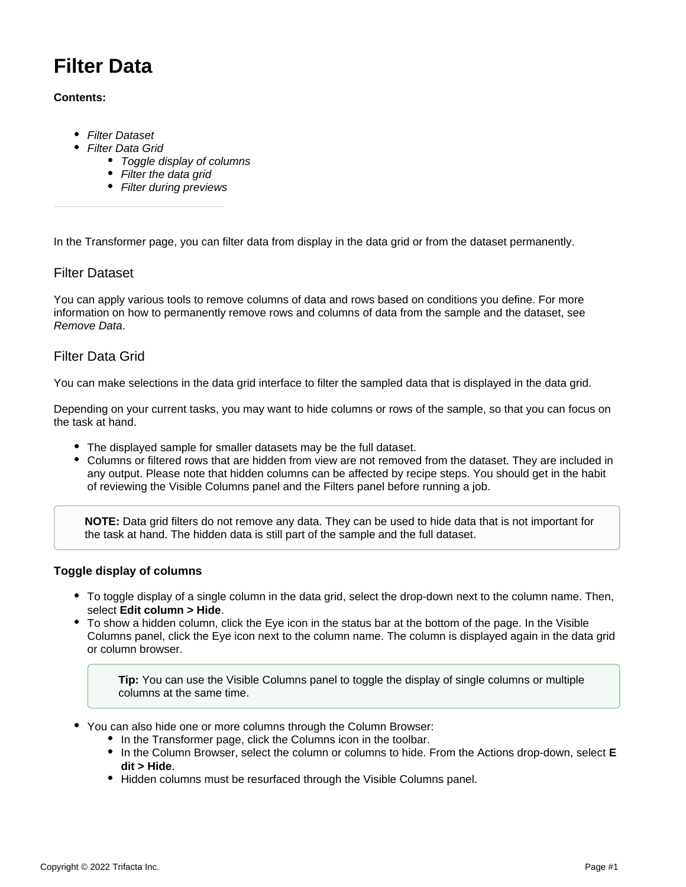# Filter Data

**Contents:**

- *Filter Dataset*
- *Filter Data Grid*
    - *Toggle display of columns*
    - *Filter the data grid*
    - *Filter during previews*

---

In the Transformer page, you can filter data from display in the data grid or from the dataset permanently.

## Filter Dataset

You can apply various tools to remove columns of data and rows based on conditions you define. For more information on how to permanently remove rows and columns of data from the sample and the dataset, see *Remove Data*.

## Filter Data Grid

You can make selections in the data grid interface to filter the sampled data that is displayed in the data grid.

Depending on your current tasks, you may want to hide columns or rows of the sample, so that you can focus on the task at hand.

- The displayed sample for smaller datasets may be the full dataset.
- Columns or filtered rows that are hidden from view are not removed from the dataset. They are included in any output. Please note that hidden columns can be affected by recipe steps. You should get in the habit of reviewing the Visible Columns panel and the Filters panel before running a job.

> **NOTE:** Data grid filters do not remove any data. They can be used to hide data that is not important for the task at hand. The hidden data is still part of the sample and the full dataset.

### Toggle display of columns

- To toggle display of a single column in the data grid, select the drop-down next to the column name. Then, select **Edit column > Hide**.
- To show a hidden column, click the Eye icon in the status bar at the bottom of the page. In the Visible Columns panel, click the Eye icon next to the column name. The column is displayed again in the data grid or column browser.

    > **Tip:** You can use the Visible Columns panel to toggle the display of single columns or multiple columns at the same time.

- You can also hide one or more columns through the Column Browser:
    - In the Transformer page, click the Columns icon in the toolbar.
    - In the Column Browser, select the column or columns to hide. From the Actions drop-down, select **Edit > Hide**.
    - Hidden columns must be resurfaced through the Visible Columns panel.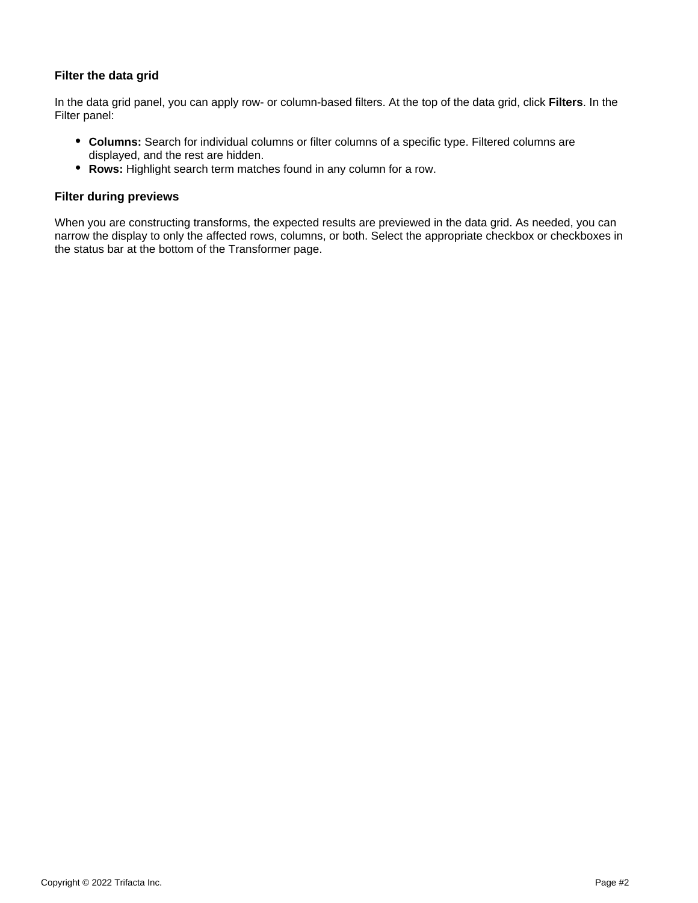### Filter the data grid

In the data grid panel, you can apply row- or column-based filters. At the top of the data grid, click **Filters**. In the Filter panel:

- **Columns:** Search for individual columns or filter columns of a specific type. Filtered columns are displayed, and the rest are hidden.
- **Rows:** Highlight search term matches found in any column for a row.

### Filter during previews

When you are constructing transforms, the expected results are previewed in the data grid. As needed, you can narrow the display to only the affected rows, columns, or both. Select the appropriate checkbox or checkboxes in the status bar at the bottom of the Transformer page.